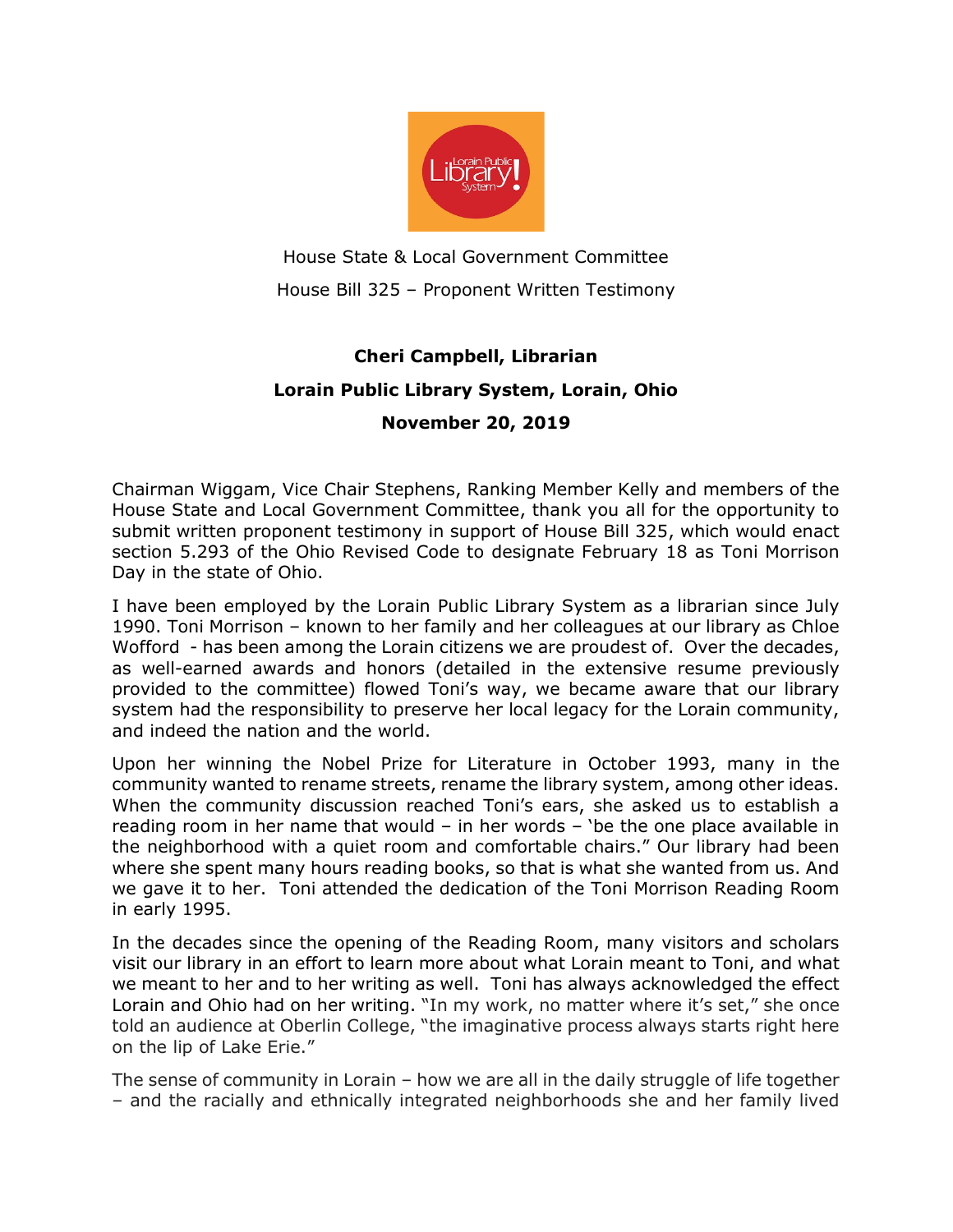House State & Local Government Committee

House Bill 325 – Proponent Written Testimony

**Cheri Campbell, Librarian**

**Lorain Public Library System, Lorain, Ohio**

**November 20, 2019**

Chairman Wiggam, Vice Chair Stephens, Ranking Member Kelly and members of the House State and Local Government Committee, thank you all for the opportunity to submit written proponent testimony in support of House Bill 325, which would enact section 5.293 of the Ohio Revised Code to designate February 18 as Toni Morrison Day in the state of Ohio.

I have been employed by the Lorain Public Library System as a librarian since July 1990. Toni Morrison – known to her family and her colleagues at our library as Chloe Wofford - has been among the Lorain citizens we are proudest of. Over the decades, as well-earned awards and honors (detailed in the extensive resume previously provided to the committee) flowed Toni's way, we became aware that our library system had the responsibility to preserve her local legacy for the Lorain community, and indeed the nation and the world.

Upon her winning the Nobel Prize for Literature in October 1993, many in the community wanted to rename streets, rename the library system, among other ideas. When the community discussion reached Toni's ears, she asked us to establish a reading room in her name that would – in her words – 'be the one place available in the neighborhood with a quiet room and comfortable chairs." Our library had been where she spent many hours reading books, so that is what she wanted from us. And we gave it to her. Toni attended the dedication of the Toni Morrison Reading Room in early 1995.

In the decades since the opening of the Reading Room, many visitors and scholars visit our library in an effort to learn more about what Lorain meant to Toni, and what we meant to her and to her writing as well. Toni has always acknowledged the effect Lorain and Ohio had on her writing. "In my work, no matter where it's set," she once told an audience at Oberlin College, "the imaginative process always starts right here on the lip of Lake Erie."

The sense of community in Lorain – how we are all in the daily struggle of life together – and the racially and ethnically integrated neighborhoods she and her family lived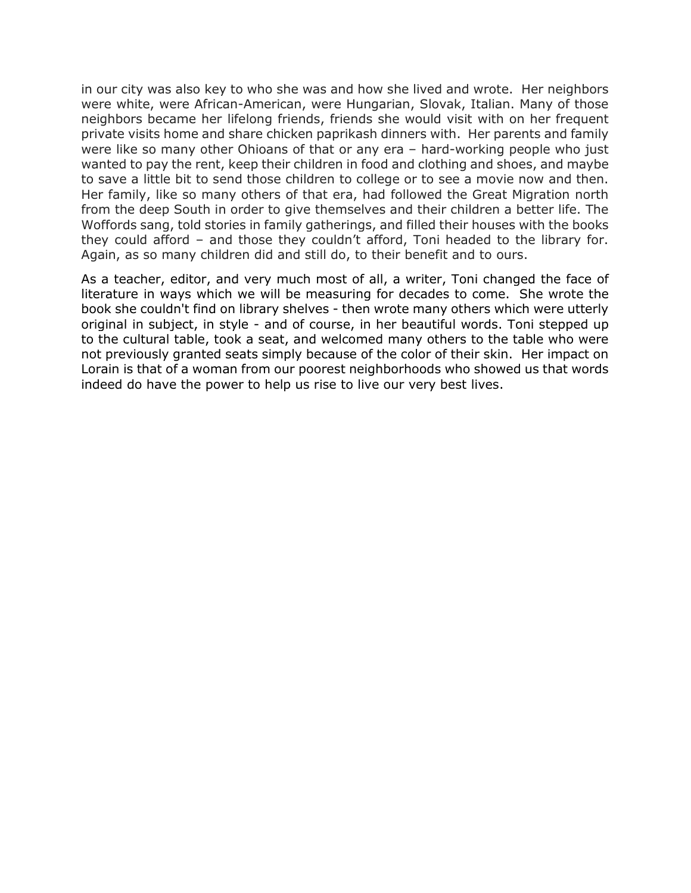in our city was also key to who she was and how she lived and wrote. Her neighbors were white, were African-American, were Hungarian, Slovak, Italian. Many of those neighbors became her lifelong friends, friends she would visit with on her frequent private visits home and share chicken paprikash dinners with. Her parents and family were like so many other Ohioans of that or any era – hard-working people who just wanted to pay the rent, keep their children in food and clothing and shoes, and maybe to save a little bit to send those children to college or to see a movie now and then. Her family, like so many others of that era, had followed the Great Migration north from the deep South in order to give themselves and their children a better life. The Woffords sang, told stories in family gatherings, and filled their houses with the books they could afford – and those they couldn't afford, Toni headed to the library for. Again, as so many children did and still do, to their benefit and to ours.

As a teacher, editor, and very much most of all, a writer, Toni changed the face of literature in ways which we will be measuring for decades to come. She wrote the book she couldn't find on library shelves - then wrote many others which were utterly original in subject, in style - and of course, in her beautiful words. Toni stepped up to the cultural table, took a seat, and welcomed many others to the table who were not previously granted seats simply because of the color of their skin. Her impact on Lorain is that of a woman from our poorest neighborhoods who showed us that words indeed do have the power to help us rise to live our very best lives.